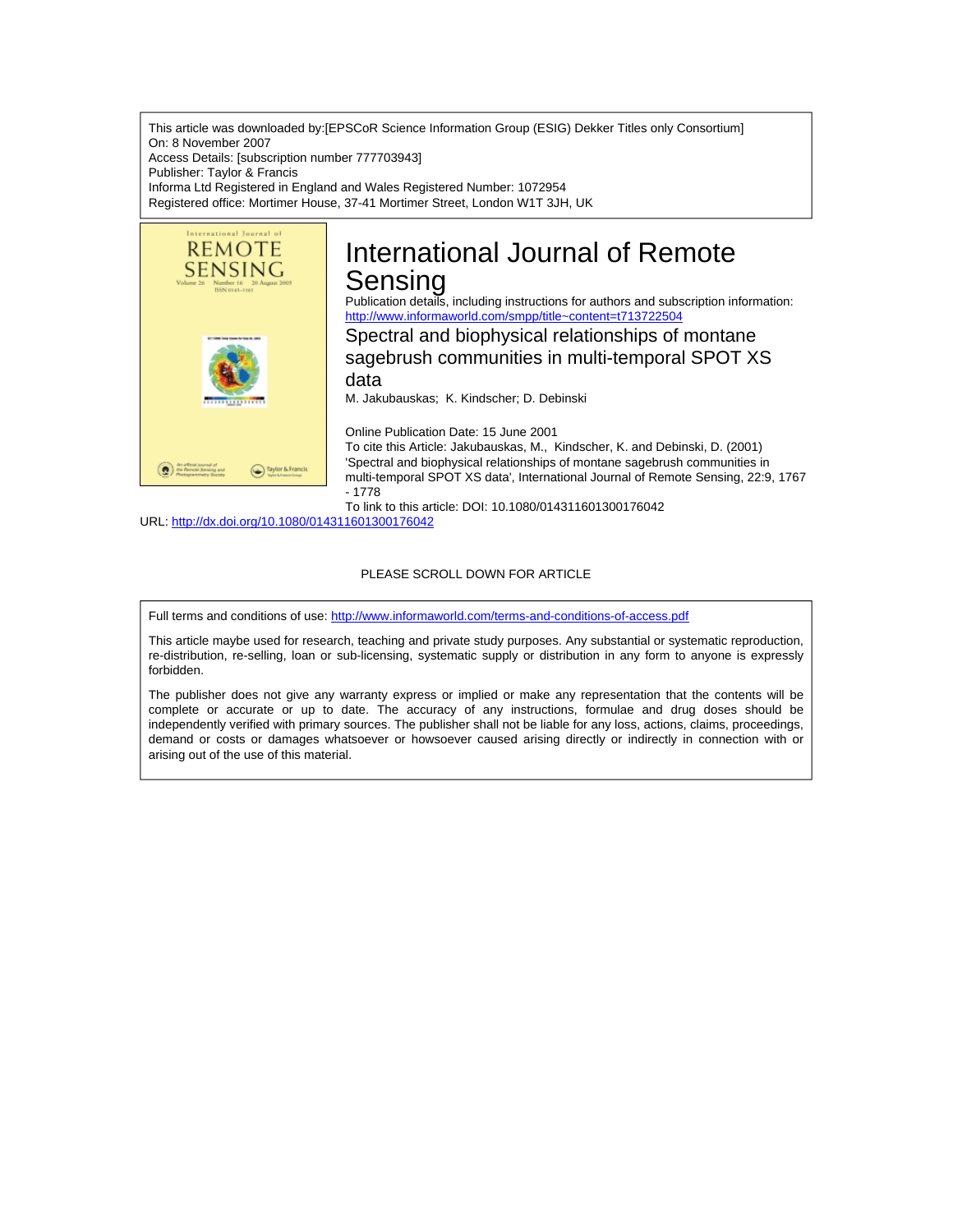This article was downloaded by:[EPSCoR Science Information Group (ESIG) Dekker Titles only Consortium]
On: 8 November 2007
Access Details: [subscription number 777703943]
Publisher: Taylor & Francis
Informa Ltd Registered in England and Wales Registered Number: 1072954
Registered office: Mortimer House, 37-41 Mortimer Street, London W1T 3JH, UK

# International Journal of Remote Sensing

Publication details, including instructions for authors and subscription information:
http://www.informaworld.com/smpp/title~content=t713722504

## Spectral and biophysical relationships of montane sagebrush communities in multi-temporal SPOT XS data

M. Jakubauskas; K. Kindscher; D. Debinski

Online Publication Date: 15 June 2001

To cite this Article: Jakubauskas, M., Kindscher, K. and Debinski, D. (2001) 'Spectral and biophysical relationships of montane sagebrush communities in multi-temporal SPOT XS data', International Journal of Remote Sensing, 22:9, 1767 - 1778

To link to this article: DOI: 10.1080/014311601300176042

URL: http://dx.doi.org/10.1080/014311601300176042

PLEASE SCROLL DOWN FOR ARTICLE

Full terms and conditions of use: http://www.informaworld.com/terms-and-conditions-of-access.pdf

This article maybe used for research, teaching and private study purposes. Any substantial or systematic reproduction, re-distribution, re-selling, loan or sub-licensing, systematic supply or distribution in any form to anyone is expressly forbidden.

The publisher does not give any warranty express or implied or make any representation that the contents will be complete or accurate or up to date. The accuracy of any instructions, formulae and drug doses should be independently verified with primary sources. The publisher shall not be liable for any loss, actions, claims, proceedings, demand or costs or damages whatsoever or howsoever caused arising directly or indirectly in connection with or arising out of the use of this material.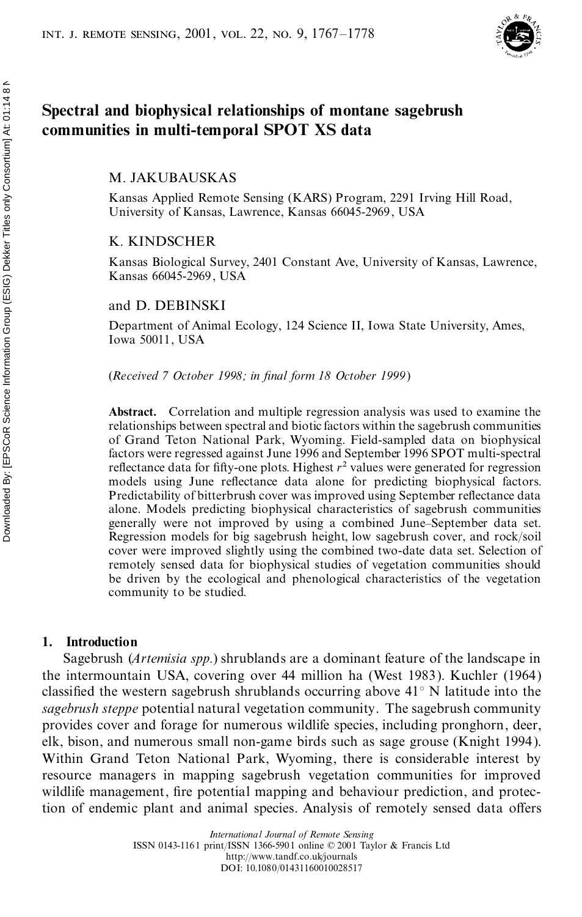# Spectral and biophysical relationships of montane sagebrush communities in multi-temporal SPOT XS data

M. JAKUBAUSKAS

Kansas Applied Remote Sensing (KARS) Program, 2291 Irving Hill Road, University of Kansas, Lawrence, Kansas 66045-2969, USA

K. KINDSCHER

Kansas Biological Survey, 2401 Constant Ave, University of Kansas, Lawrence, Kansas 66045-2969, USA

and D. DEBINSKI

Department of Animal Ecology, 124 Science II, Iowa State University, Ames, Iowa 50011, USA

(*Received 7 October 1998; in final form 18 October 1999*)

**Abstract.** Correlation and multiple regression analysis was used to examine the relationships between spectral and biotic factors within the sagebrush communities of Grand Teton National Park, Wyoming. Field-sampled data on biophysical factors were regressed against June 1996 and September 1996 SPOT multi-spectral reflectance data for fifty-one plots. Highest $r^2$ values were generated for regression models using June reflectance data alone for predicting biophysical factors. Predictability of bitterbrush cover was improved using September reflectance data alone. Models predicting biophysical characteristics of sagebrush communities generally were not improved by using a combined June–September data set. Regression models for big sagebrush height, low sagebrush cover, and rock/soil cover were improved slightly using the combined two-date data set. Selection of remotely sensed data for biophysical studies of vegetation communities should be driven by the ecological and phenological characteristics of the vegetation community to be studied.

## 1. Introduction

Sagebrush (*Artemisia spp.*) shrublands are a dominant feature of the landscape in the intermountain USA, covering over 44 million ha (West 1983). Kuchler (1964) classified the western sagebrush shrublands occurring above 41° N latitude into the *sagebrush steppe* potential natural vegetation community. The sagebrush community provides cover and forage for numerous wildlife species, including pronghorn, deer, elk, bison, and numerous small non-game birds such as sage grouse (Knight 1994). Within Grand Teton National Park, Wyoming, there is considerable interest by resource managers in mapping sagebrush vegetation communities for improved wildlife management, fire potential mapping and behaviour prediction, and protection of endemic plant and animal species. Analysis of remotely sensed data offers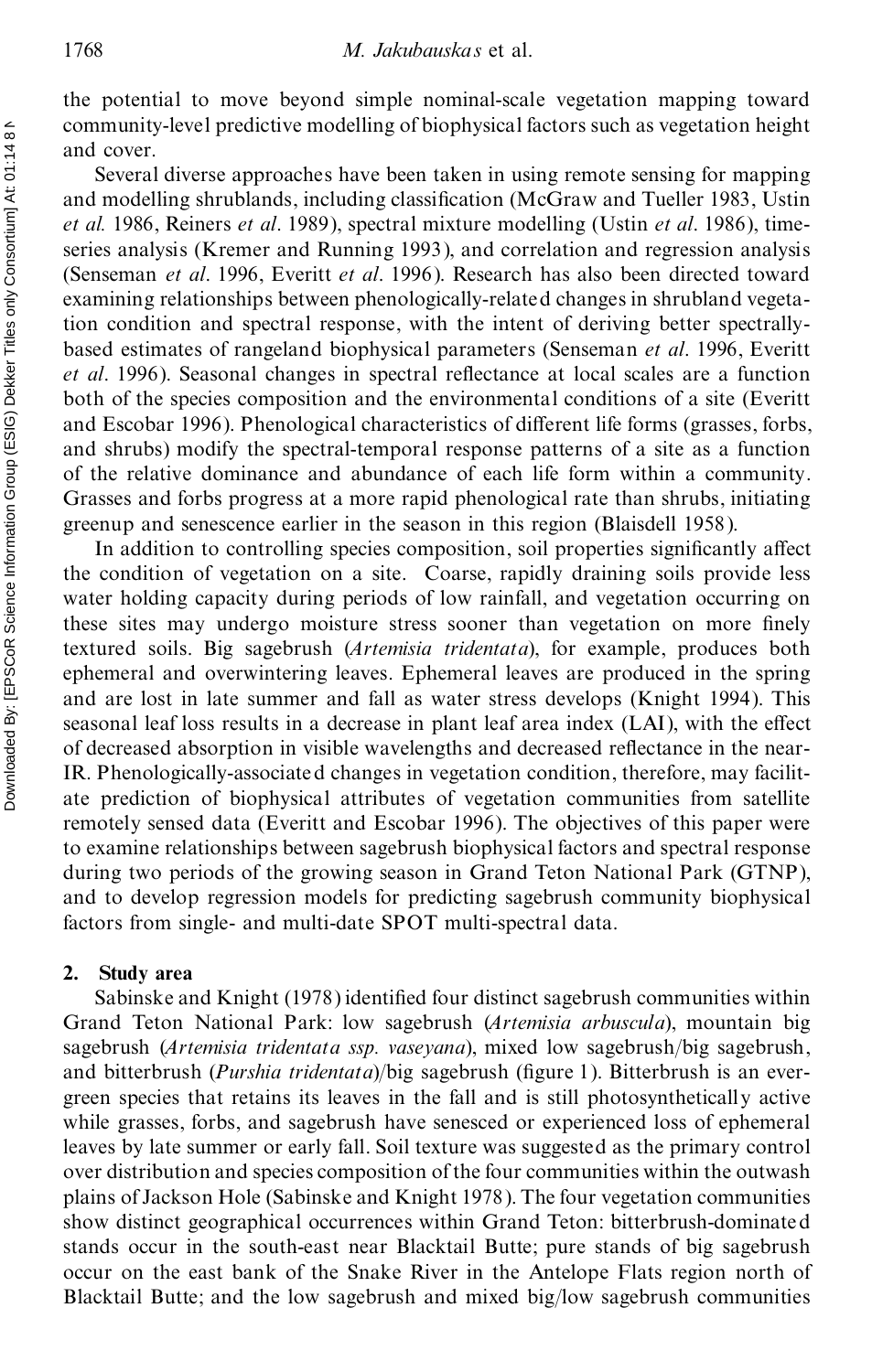the potential to move beyond simple nominal-scale vegetation mapping toward community-level predictive modelling of biophysical factors such as vegetation height and cover.

Several diverse approaches have been taken in using remote sensing for mapping and modelling shrublands, including classification (McGraw and Tueller 1983, Ustin *et al.* 1986, Reiners *et al*. 1989), spectral mixture modelling (Ustin *et al*. 1986), time-series analysis (Kremer and Running 1993), and correlation and regression analysis (Senseman *et al*. 1996, Everitt *et al*. 1996). Research has also been directed toward examining relationships between phenologically-related changes in shrubland vegetation condition and spectral response, with the intent of deriving better spectrally-based estimates of rangeland biophysical parameters (Senseman *et al*. 1996, Everitt *et al*. 1996). Seasonal changes in spectral reflectance at local scales are a function both of the species composition and the environmental conditions of a site (Everitt and Escobar 1996). Phenological characteristics of different life forms (grasses, forbs, and shrubs) modify the spectral-temporal response patterns of a site as a function of the relative dominance and abundance of each life form within a community. Grasses and forbs progress at a more rapid phenological rate than shrubs, initiating greenup and senescence earlier in the season in this region (Blaisdell 1958).

In addition to controlling species composition, soil properties significantly affect the condition of vegetation on a site. Coarse, rapidly draining soils provide less water holding capacity during periods of low rainfall, and vegetation occurring on these sites may undergo moisture stress sooner than vegetation on more finely textured soils. Big sagebrush (*Artemisia tridentata*), for example, produces both ephemeral and overwintering leaves. Ephemeral leaves are produced in the spring and are lost in late summer and fall as water stress develops (Knight 1994). This seasonal leaf loss results in a decrease in plant leaf area index (LAI), with the effect of decreased absorption in visible wavelengths and decreased reflectance in the near-IR. Phenologically-associated changes in vegetation condition, therefore, may facilitate prediction of biophysical attributes of vegetation communities from satellite remotely sensed data (Everitt and Escobar 1996). The objectives of this paper were to examine relationships between sagebrush biophysical factors and spectral response during two periods of the growing season in Grand Teton National Park (GTNP), and to develop regression models for predicting sagebrush community biophysical factors from single- and multi-date SPOT multi-spectral data.

## 2. Study area

Sabinske and Knight (1978) identified four distinct sagebrush communities within Grand Teton National Park: low sagebrush (*Artemisia arbuscula*), mountain big sagebrush (*Artemisia tridentata ssp. vaseyana*), mixed low sagebrush/big sagebrush, and bitterbrush (*Purshia tridentata*)/big sagebrush (figure 1). Bitterbrush is an evergreen species that retains its leaves in the fall and is still photosynthetically active while grasses, forbs, and sagebrush have senesced or experienced loss of ephemeral leaves by late summer or early fall. Soil texture was suggested as the primary control over distribution and species composition of the four communities within the outwash plains of Jackson Hole (Sabinske and Knight 1978). The four vegetation communities show distinct geographical occurrences within Grand Teton: bitterbrush-dominated stands occur in the south-east near Blacktail Butte; pure stands of big sagebrush occur on the east bank of the Snake River in the Antelope Flats region north of Blacktail Butte; and the low sagebrush and mixed big/low sagebrush communities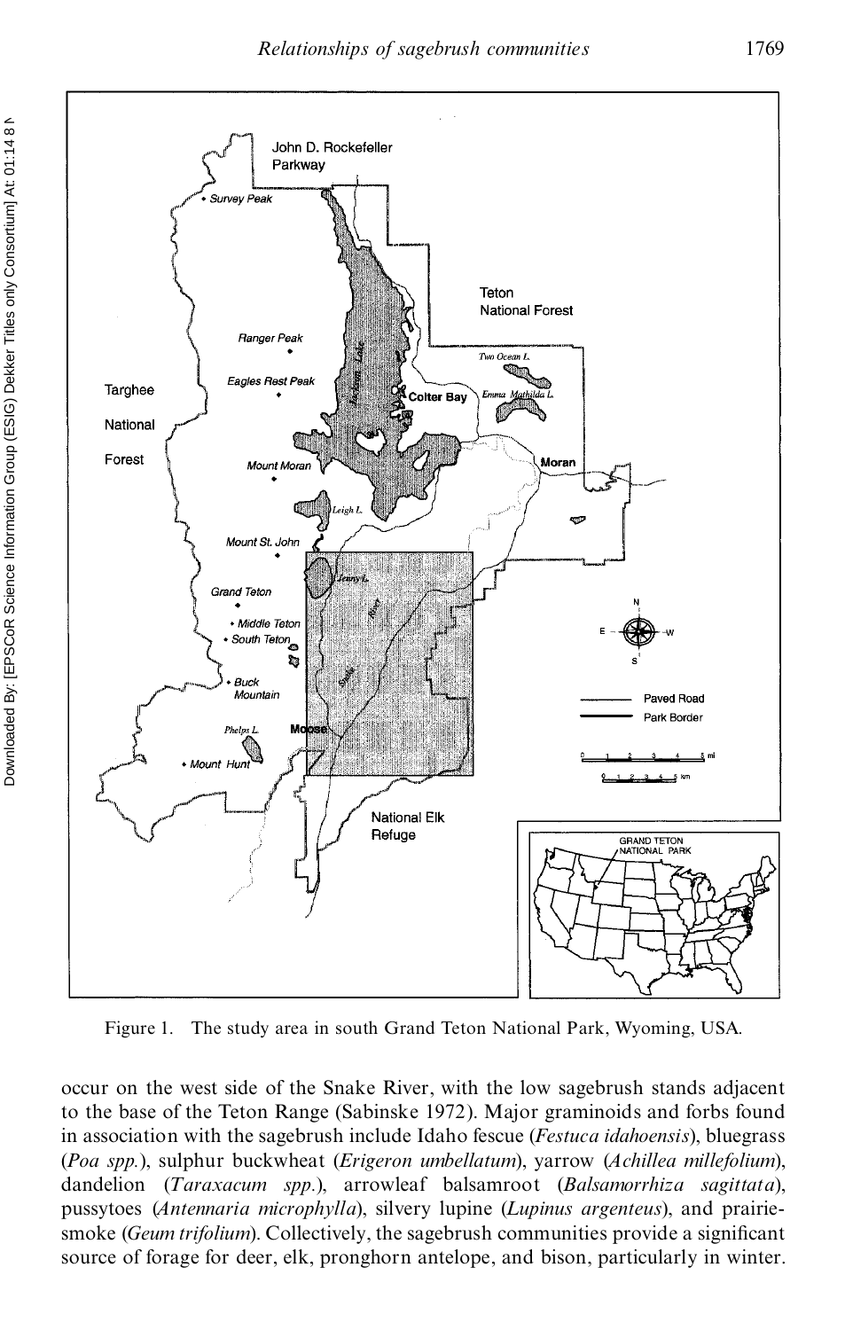Figure 1. The study area in south Grand Teton National Park, Wyoming, USA.

occur on the west side of the Snake River, with the low sagebrush stands adjacent to the base of the Teton Range (Sabinske 1972). Major graminoids and forbs found in association with the sagebrush include Idaho fescue (*Festuca idahoensis*), bluegrass (*Poa spp.*), sulphur buckwheat (*Erigeron umbellatum*), yarrow (*Achillea millefolium*), dandelion (*Taraxacum spp.*), arrowleaf balsamroot (*Balsamorrhiza sagittata*), pussytoes (*Antennaria microphylla*), silvery lupine (*Lupinus argenteus*), and prairie-smoke (*Geum trifolium*). Collectively, the sagebrush communities provide a significant source of forage for deer, elk, pronghorn antelope, and bison, particularly in winter.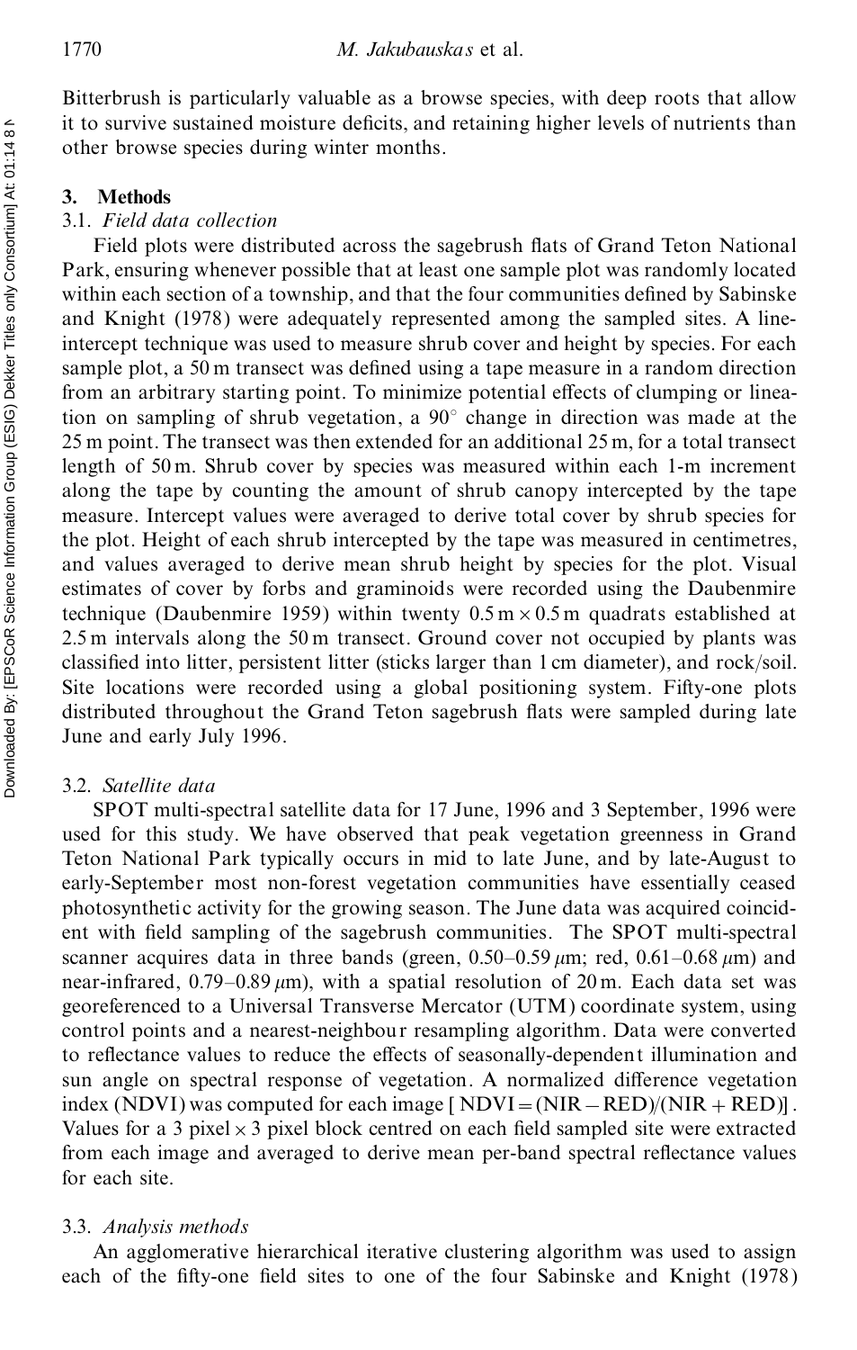Bitterbrush is particularly valuable as a browse species, with deep roots that allow it to survive sustained moisture deficits, and retaining higher levels of nutrients than other browse species during winter months.

## 3. Methods

### 3.1. *Field data collection*

Field plots were distributed across the sagebrush flats of Grand Teton National Park, ensuring whenever possible that at least one sample plot was randomly located within each section of a township, and that the four communities defined by Sabinske and Knight (1978) were adequately represented among the sampled sites. A line-intercept technique was used to measure shrub cover and height by species. For each sample plot, a 50 m transect was defined using a tape measure in a random direction from an arbitrary starting point. To minimize potential effects of clumping or lineation on sampling of shrub vegetation, a 90° change in direction was made at the 25 m point. The transect was then extended for an additional 25 m, for a total transect length of 50 m. Shrub cover by species was measured within each 1-m increment along the tape by counting the amount of shrub canopy intercepted by the tape measure. Intercept values were averaged to derive total cover by shrub species for the plot. Height of each shrub intercepted by the tape was measured in centimetres, and values averaged to derive mean shrub height by species for the plot. Visual estimates of cover by forbs and graminoids were recorded using the Daubenmire technique (Daubenmire 1959) within twenty $0.5\,\text{m} \times 0.5\,\text{m}$ quadrats established at 2.5 m intervals along the 50 m transect. Ground cover not occupied by plants was classified into litter, persistent litter (sticks larger than 1 cm diameter), and rock/soil. Site locations were recorded using a global positioning system. Fifty-one plots distributed throughout the Grand Teton sagebrush flats were sampled during late June and early July 1996.

### 3.2. *Satellite data*

SPOT multi-spectral satellite data for 17 June, 1996 and 3 September, 1996 were used for this study. We have observed that peak vegetation greenness in Grand Teton National Park typically occurs in mid to late June, and by late-August to early-September most non-forest vegetation communities have essentially ceased photosynthetic activity for the growing season. The June data was acquired coincident with field sampling of the sagebrush communities. The SPOT multi-spectral scanner acquires data in three bands (green, 0.50–0.59 $\mu$m; red, 0.61–0.68 $\mu$m) and near-infrared, 0.79–0.89 $\mu$m), with a spatial resolution of 20 m. Each data set was georeferenced to a Universal Transverse Mercator (UTM) coordinate system, using control points and a nearest-neighbour resampling algorithm. Data were converted to reflectance values to reduce the effects of seasonally-dependent illumination and sun angle on spectral response of vegetation. A normalized difference vegetation index (NDVI) was computed for each image [ $\text{NDVI} = (\text{NIR} - \text{RED})/(\text{NIR} + \text{RED})$ ]. Values for a 3 pixel $\times$ 3 pixel block centred on each field sampled site were extracted from each image and averaged to derive mean per-band spectral reflectance values for each site.

### 3.3. *Analysis methods*

An agglomerative hierarchical iterative clustering algorithm was used to assign each of the fifty-one field sites to one of the four Sabinske and Knight (1978)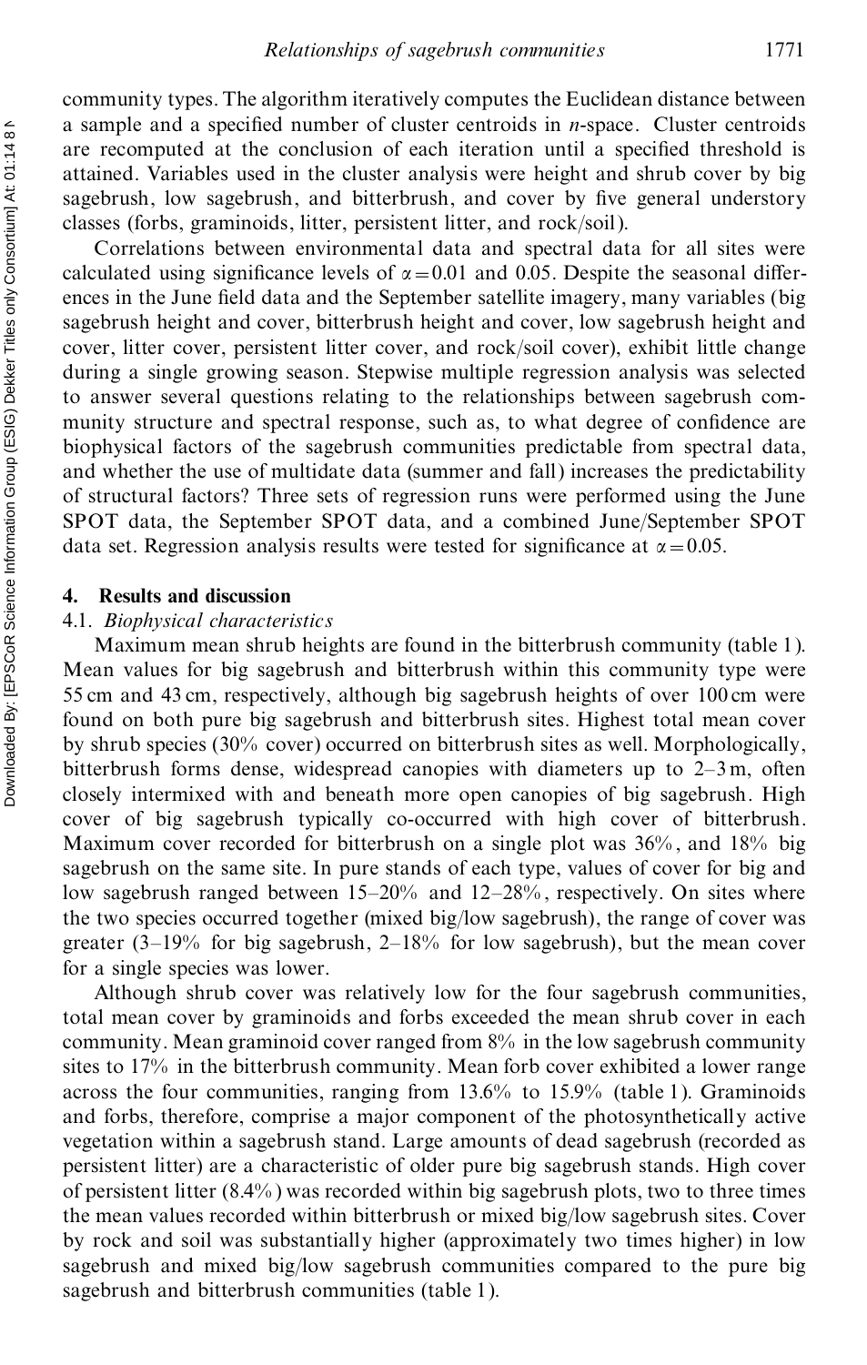community types. The algorithm iteratively computes the Euclidean distance between a sample and a specified number of cluster centroids in $n$-space. Cluster centroids are recomputed at the conclusion of each iteration until a specified threshold is attained. Variables used in the cluster analysis were height and shrub cover by big sagebrush, low sagebrush, and bitterbrush, and cover by five general understory classes (forbs, graminoids, litter, persistent litter, and rock/soil).

Correlations between environmental data and spectral data for all sites were calculated using significance levels of $\alpha = 0.01$ and 0.05. Despite the seasonal differences in the June field data and the September satellite imagery, many variables (big sagebrush height and cover, bitterbrush height and cover, low sagebrush height and cover, litter cover, persistent litter cover, and rock/soil cover), exhibit little change during a single growing season. Stepwise multiple regression analysis was selected to answer several questions relating to the relationships between sagebrush community structure and spectral response, such as, to what degree of confidence are biophysical factors of the sagebrush communities predictable from spectral data, and whether the use of multidate data (summer and fall) increases the predictability of structural factors? Three sets of regression runs were performed using the June SPOT data, the September SPOT data, and a combined June/September SPOT data set. Regression analysis results were tested for significance at $\alpha = 0.05$.

## 4. Results and discussion

### 4.1. *Biophysical characteristics*

Maximum mean shrub heights are found in the bitterbrush community (table 1). Mean values for big sagebrush and bitterbrush within this community type were 55 cm and 43 cm, respectively, although big sagebrush heights of over 100 cm were found on both pure big sagebrush and bitterbrush sites. Highest total mean cover by shrub species (30% cover) occurred on bitterbrush sites as well. Morphologically, bitterbrush forms dense, widespread canopies with diameters up to 2–3 m, often closely intermixed with and beneath more open canopies of big sagebrush. High cover of big sagebrush typically co-occurred with high cover of bitterbrush. Maximum cover recorded for bitterbrush on a single plot was 36%, and 18% big sagebrush on the same site. In pure stands of each type, values of cover for big and low sagebrush ranged between 15–20% and 12–28%, respectively. On sites where the two species occurred together (mixed big/low sagebrush), the range of cover was greater (3–19% for big sagebrush, 2–18% for low sagebrush), but the mean cover for a single species was lower.

Although shrub cover was relatively low for the four sagebrush communities, total mean cover by graminoids and forbs exceeded the mean shrub cover in each community. Mean graminoid cover ranged from 8% in the low sagebrush community sites to 17% in the bitterbrush community. Mean forb cover exhibited a lower range across the four communities, ranging from 13.6% to 15.9% (table 1). Graminoids and forbs, therefore, comprise a major component of the photosynthetically active vegetation within a sagebrush stand. Large amounts of dead sagebrush (recorded as persistent litter) are a characteristic of older pure big sagebrush stands. High cover of persistent litter (8.4%) was recorded within big sagebrush plots, two to three times the mean values recorded within bitterbrush or mixed big/low sagebrush sites. Cover by rock and soil was substantially higher (approximately two times higher) in low sagebrush and mixed big/low sagebrush communities compared to the pure big sagebrush and bitterbrush communities (table 1).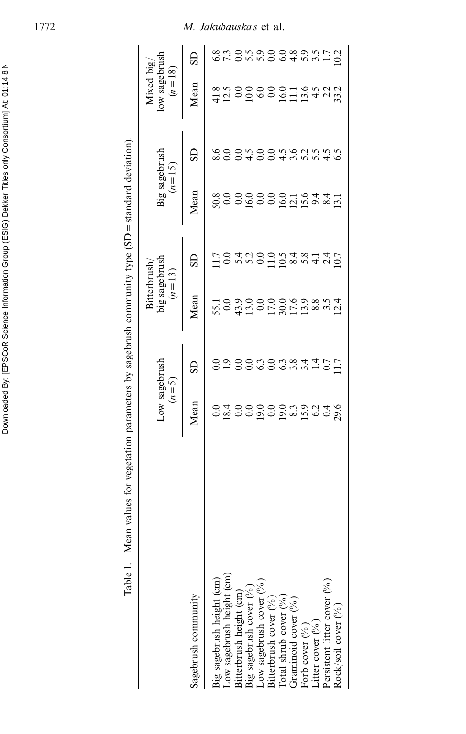Table 1. Mean values for vegetation parameters by sagebrush community type (SD = standard deviation).

| Sagebrush community | Low sagebrush ($n = 5$) | | Bitterbrush/ big sagebrush ($n = 13$) | | Big sagebrush ($n = 15$) | | Mixed big/ low sagebrush ($n = 18$) | |
|---|---|---|---|---|---|---|---|---|
| | Mean | SD | Mean | SD | Mean | SD | Mean | SD |
| Big sagebrush height (cm) | 0.0 | 0.0 | 55.1 | 11.7 | 50.8 | 8.6 | 41.8 | 6.8 |
| Low sagebrush height (cm) | 18.4 | 1.9 | 0.0 | 0.0 | 0.0 | 0.0 | 12.5 | 7.3 |
| Bitterbrush height (cm) | 0.0 | 0.0 | 43.9 | 5.4 | 0.0 | 0.0 | 0.0 | 0.0 |
| Big sagebrush cover (%) | 0.0 | 0.0 | 13.0 | 5.2 | 16.0 | 4.5 | 10.0 | 5.5 |
| Low sagebrush cover (%) | 19.0 | 6.3 | 0.0 | 0.0 | 0.0 | 0.0 | 6.0 | 5.9 |
| Bitterbrush cover (%) | 0.0 | 0.0 | 17.0 | 11.0 | 0.0 | 0.0 | 0.0 | 0.0 |
| Total shrub cover (%) | 19.0 | 6.3 | 30.0 | 10.5 | 16.0 | 4.5 | 16.0 | 6.0 |
| Graminoid cover (%) | 8.3 | 3.8 | 17.6 | 8.4 | 12.1 | 3.6 | 11.1 | 4.8 |
| Forb cover (%) | 15.9 | 3.4 | 13.9 | 5.8 | 15.6 | 5.2 | 13.6 | 5.9 |
| Litter cover (%) | 6.2 | 1.4 | 8.8 | 4.1 | 9.4 | 5.5 | 4.5 | 3.5 |
| Persistent litter cover (%) | 0.4 | 0.7 | 3.5 | 2.4 | 8.4 | 4.5 | 2.2 | 1.7 |
| Rock/soil cover (%) | 29.6 | 11.7 | 12.4 | 10.7 | 13.1 | 6.5 | 33.2 | 10.2 |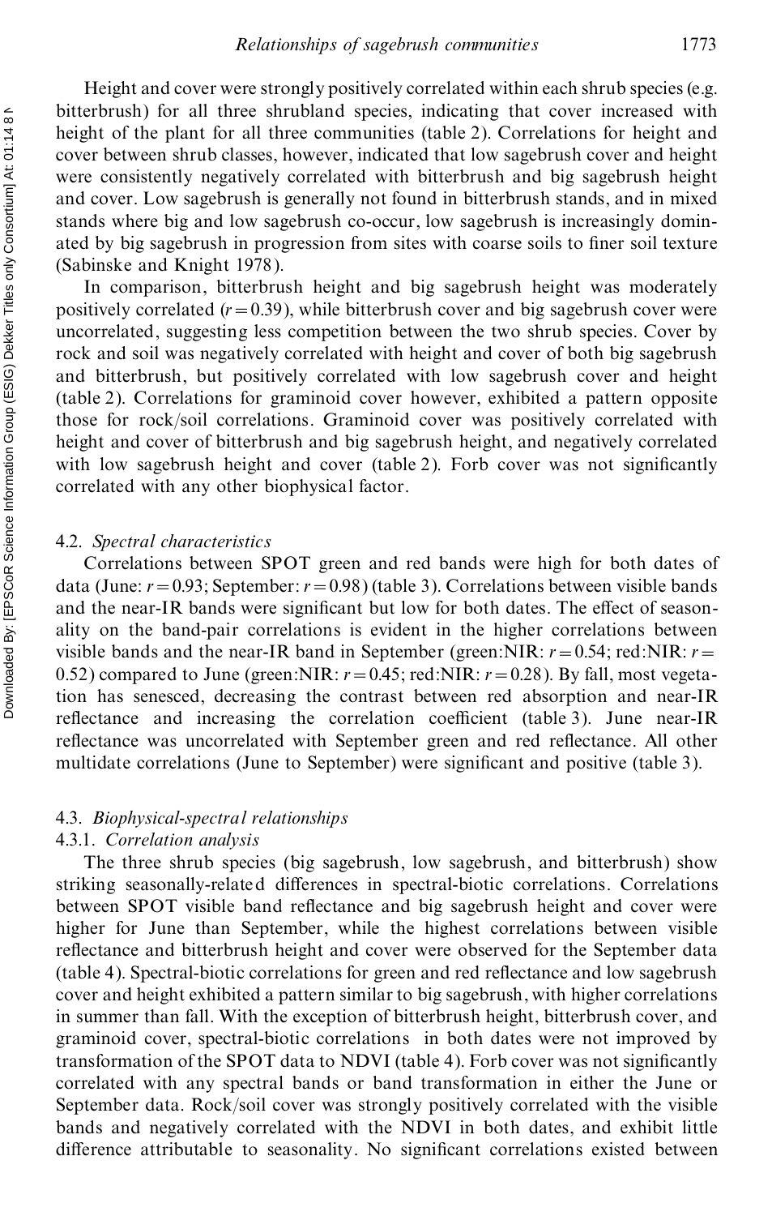Height and cover were strongly positively correlated within each shrub species (e.g. bitterbrush) for all three shrubland species, indicating that cover increased with height of the plant for all three communities (table 2). Correlations for height and cover between shrub classes, however, indicated that low sagebrush cover and height were consistently negatively correlated with bitterbrush and big sagebrush height and cover. Low sagebrush is generally not found in bitterbrush stands, and in mixed stands where big and low sagebrush co-occur, low sagebrush is increasingly dominated by big sagebrush in progression from sites with coarse soils to finer soil texture (Sabinske and Knight 1978).

In comparison, bitterbrush height and big sagebrush height was moderately positively correlated ($r = 0.39$), while bitterbrush cover and big sagebrush cover were uncorrelated, suggesting less competition between the two shrub species. Cover by rock and soil was negatively correlated with height and cover of both big sagebrush and bitterbrush, but positively correlated with low sagebrush cover and height (table 2). Correlations for graminoid cover however, exhibited a pattern opposite those for rock/soil correlations. Graminoid cover was positively correlated with height and cover of bitterbrush and big sagebrush height, and negatively correlated with low sagebrush height and cover (table 2). Forb cover was not significantly correlated with any other biophysical factor.

### 4.2. *Spectral characteristics*

Correlations between SPOT green and red bands were high for both dates of data (June: $r = 0.93$; September: $r = 0.98$) (table 3). Correlations between visible bands and the near-IR bands were significant but low for both dates. The effect of seasonality on the band-pair correlations is evident in the higher correlations between visible bands and the near-IR band in September (green:NIR: $r = 0.54$; red:NIR: $r = 0.52$) compared to June (green:NIR: $r = 0.45$; red:NIR: $r = 0.28$). By fall, most vegetation has senesced, decreasing the contrast between red absorption and near-IR reflectance and increasing the correlation coefficient (table 3). June near-IR reflectance was uncorrelated with September green and red reflectance. All other multidate correlations (June to September) were significant and positive (table 3).

### 4.3. *Biophysical-spectral relationships*

#### 4.3.1. *Correlation analysis*

The three shrub species (big sagebrush, low sagebrush, and bitterbrush) show striking seasonally-related differences in spectral-biotic correlations. Correlations between SPOT visible band reflectance and big sagebrush height and cover were higher for June than September, while the highest correlations between visible reflectance and bitterbrush height and cover were observed for the September data (table 4). Spectral-biotic correlations for green and red reflectance and low sagebrush cover and height exhibited a pattern similar to big sagebrush, with higher correlations in summer than fall. With the exception of bitterbrush height, bitterbrush cover, and graminoid cover, spectral-biotic correlations in both dates were not improved by transformation of the SPOT data to NDVI (table 4). Forb cover was not significantly correlated with any spectral bands or band transformation in either the June or September data. Rock/soil cover was strongly positively correlated with the visible bands and negatively correlated with the NDVI in both dates, and exhibit little difference attributable to seasonality. No significant correlations existed between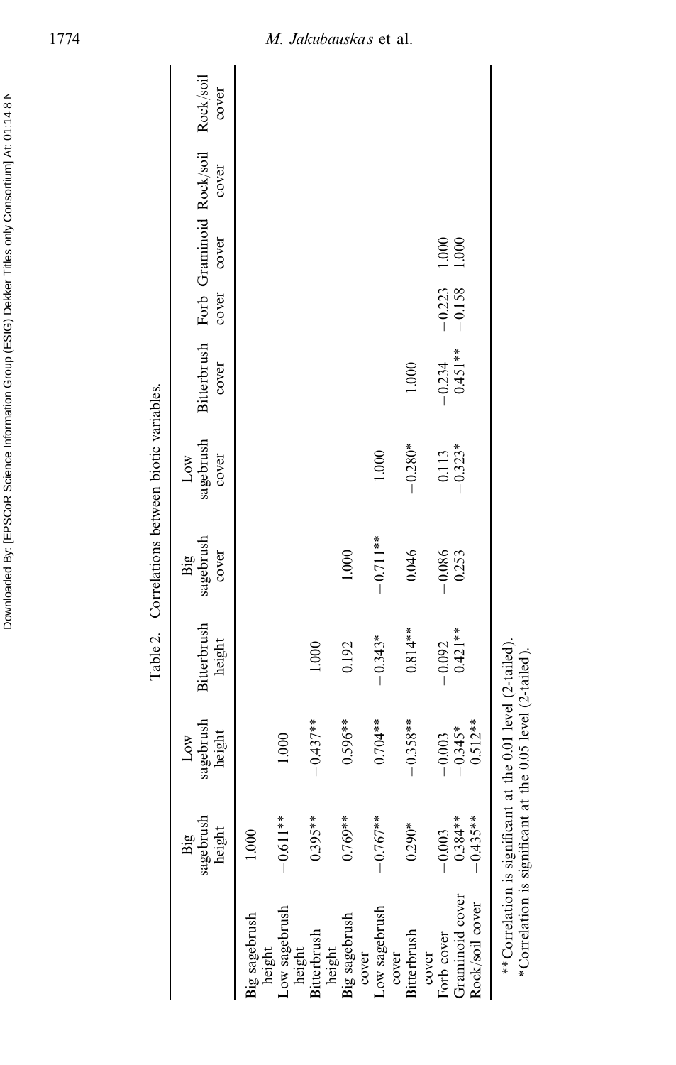Table 2. Correlations between biotic variables.

| | Big sagebrush height | Low sagebrush height | Bitterbrush height | Big sagebrush cover | Low sagebrush cover | Bitterbrush cover | Forb cover | Graminoid cover | Rock/soil cover | Rock/soil cover |
|---|---|---|---|---|---|---|---|---|---|---|
| Big sagebrush height | 1.000 | | | | | | | | | |
| Low sagebrush height | −0.611** | 1.000 | | | | | | | | |
| Bitterbrush height | 0.395** | −0.437** | 1.000 | | | | | | | |
| Big sagebrush cover | 0.769** | −0.596** | 0.192 | 1.000 | | | | | | |
| Low sagebrush cover | −0.767** | 0.704** | −0.343* | −0.711** | 1.000 | | | | | |
| Bitterbrush cover | 0.290* | −0.358** | 0.814** | 0.046 | −0.280* | 1.000 | | | | |
| Forb cover | −0.003 | −0.003 | −0.092 | −0.086 | 0.113 | −0.234 | −0.223 | 1.000 | | |
| Graminoid cover | 0.384** | −0.345* | 0.421** | 0.253 | −0.323* | 0.451** | −0.158 | 1.000 | | |
| Rock/soil cover | −0.435** | 0.512** | | | | | | | | |

**Correlation is significant at the 0.01 level (2-tailed).
*Correlation is significant at the 0.05 level (2-tailed).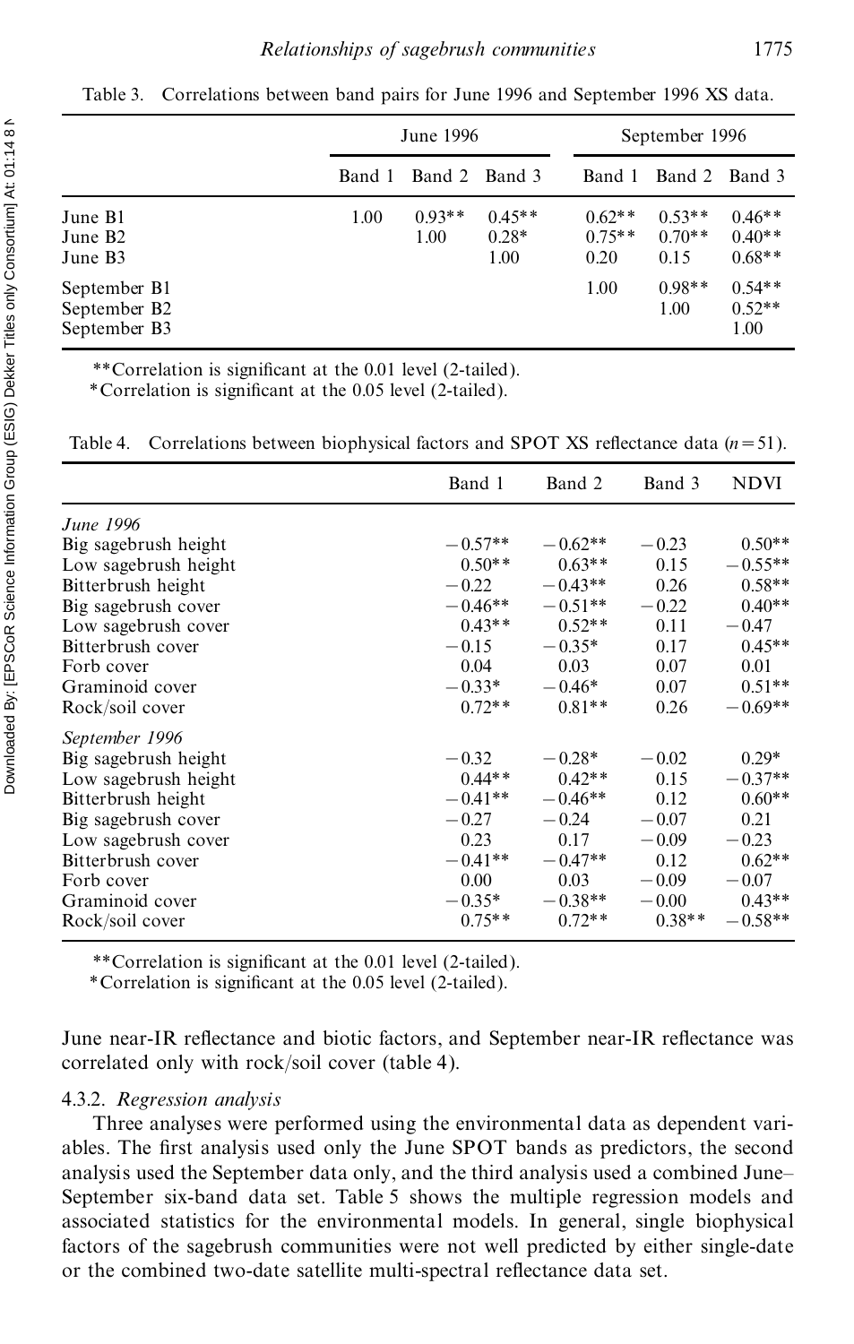Table 3. Correlations between band pairs for June 1996 and September 1996 XS data.

| | June 1996 | | | September 1996 | | |
|---|---|---|---|---|---|---|
| | Band 1 | Band 2 | Band 3 | Band 1 | Band 2 | Band 3 |
| June B1 | 1.00 | 0.93** | 0.45** | 0.62** | 0.53** | 0.46** |
| June B2 | | 1.00 | 0.28* | 0.75** | 0.70** | 0.40** |
| June B3 | | | 1.00 | 0.20 | 0.15 | 0.68** |
| September B1 | | | | 1.00 | 0.98** | 0.54** |
| September B2 | | | | | 1.00 | 0.52** |
| September B3 | | | | | | 1.00 |

**Correlation is significant at the 0.01 level (2-tailed).
*Correlation is significant at the 0.05 level (2-tailed).

Table 4. Correlations between biophysical factors and SPOT XS reflectance data ($n=51$).

| | Band 1 | Band 2 | Band 3 | NDVI |
|---|---|---|---|---|
| *June 1996* | | | | |
| Big sagebrush height | −0.57** | −0.62** | −0.23 | 0.50** |
| Low sagebrush height | 0.50** | 0.63** | 0.15 | −0.55** |
| Bitterbrush height | −0.22 | −0.43** | 0.26 | 0.58** |
| Big sagebrush cover | −0.46** | −0.51** | −0.22 | 0.40** |
| Low sagebrush cover | 0.43** | 0.52** | 0.11 | −0.47 |
| Bitterbrush cover | −0.15 | −0.35* | 0.17 | 0.45** |
| Forb cover | 0.04 | 0.03 | 0.07 | 0.01 |
| Graminoid cover | −0.33* | −0.46* | 0.07 | 0.51** |
| Rock/soil cover | 0.72** | 0.81** | 0.26 | −0.69** |
| *September 1996* | | | | |
| Big sagebrush height | −0.32 | −0.28* | −0.02 | 0.29* |
| Low sagebrush height | 0.44** | 0.42** | 0.15 | −0.37** |
| Bitterbrush height | −0.41** | −0.46** | 0.12 | 0.60** |
| Big sagebrush cover | −0.27 | −0.24 | −0.07 | 0.21 |
| Low sagebrush cover | 0.23 | 0.17 | −0.09 | −0.23 |
| Bitterbrush cover | −0.41** | −0.47** | 0.12 | 0.62** |
| Forb cover | 0.00 | 0.03 | −0.09 | −0.07 |
| Graminoid cover | −0.35* | −0.38** | −0.00 | 0.43** |
| Rock/soil cover | 0.75** | 0.72** | 0.38** | −0.58** |

**Correlation is significant at the 0.01 level (2-tailed).
*Correlation is significant at the 0.05 level (2-tailed).

June near-IR reflectance and biotic factors, and September near-IR reflectance was correlated only with rock/soil cover (table 4).

#### 4.3.2. *Regression analysis*

Three analyses were performed using the environmental data as dependent variables. The first analysis used only the June SPOT bands as predictors, the second analysis used the September data only, and the third analysis used a combined June–September six-band data set. Table 5 shows the multiple regression models and associated statistics for the environmental models. In general, single biophysical factors of the sagebrush communities were not well predicted by either single-date or the combined two-date satellite multi-spectral reflectance data set.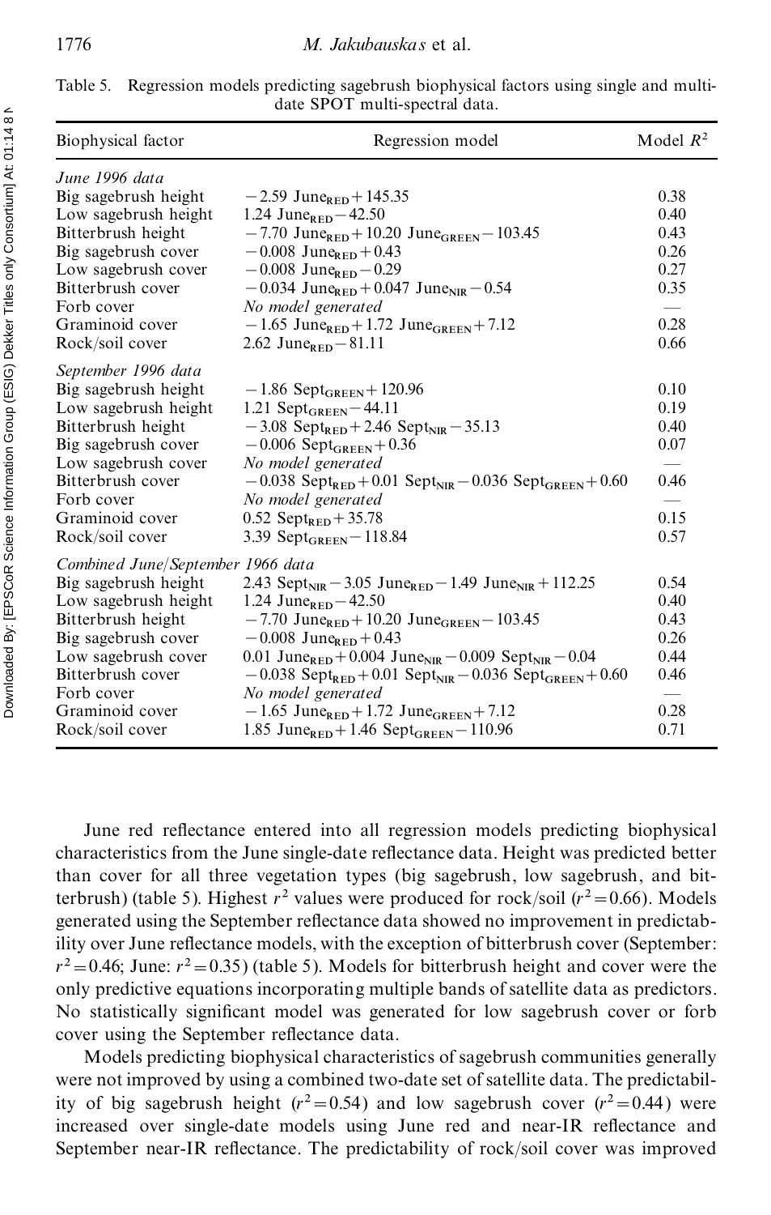Table 5. Regression models predicting sagebrush biophysical factors using single and multi-date SPOT multi-spectral data.

| Biophysical factor | Regression model | Model $R^2$ |
|---|---|---|
| *June 1996 data* | | |
| Big sagebrush height | $-2.59\ \text{June}_{\text{RED}} + 145.35$ | 0.38 |
| Low sagebrush height | $1.24\ \text{June}_{\text{RED}} - 42.50$ | 0.40 |
| Bitterbrush height | $-7.70\ \text{June}_{\text{RED}} + 10.20\ \text{June}_{\text{GREEN}} - 103.45$ | 0.43 |
| Big sagebrush cover | $-0.008\ \text{June}_{\text{RED}} + 0.43$ | 0.26 |
| Low sagebrush cover | $-0.008\ \text{June}_{\text{RED}} - 0.29$ | 0.27 |
| Bitterbrush cover | $-0.034\ \text{June}_{\text{RED}} + 0.047\ \text{June}_{\text{NIR}} - 0.54$ | 0.35 |
| Forb cover | *No model generated* | — |
| Graminoid cover | $-1.65\ \text{June}_{\text{RED}} + 1.72\ \text{June}_{\text{GREEN}} + 7.12$ | 0.28 |
| Rock/soil cover | $2.62\ \text{June}_{\text{RED}} - 81.11$ | 0.66 |
| *September 1996 data* | | |
| Big sagebrush height | $-1.86\ \text{Sept}_{\text{GREEN}} + 120.96$ | 0.10 |
| Low sagebrush height | $1.21\ \text{Sept}_{\text{GREEN}} - 44.11$ | 0.19 |
| Bitterbrush height | $-3.08\ \text{Sept}_{\text{RED}} + 2.46\ \text{Sept}_{\text{NIR}} - 35.13$ | 0.40 |
| Big sagebrush cover | $-0.006\ \text{Sept}_{\text{GREEN}} + 0.36$ | 0.07 |
| Low sagebrush cover | *No model generated* | — |
| Bitterbrush cover | $-0.038\ \text{Sept}_{\text{RED}} + 0.01\ \text{Sept}_{\text{NIR}} - 0.036\ \text{Sept}_{\text{GREEN}} + 0.60$ | 0.46 |
| Forb cover | *No model generated* | — |
| Graminoid cover | $0.52\ \text{Sept}_{\text{RED}} + 35.78$ | 0.15 |
| Rock/soil cover | $3.39\ \text{Sept}_{\text{GREEN}} - 118.84$ | 0.57 |
| *Combined June/September 1966 data* | | |
| Big sagebrush height | $2.43\ \text{Sept}_{\text{NIR}} - 3.05\ \text{June}_{\text{RED}} - 1.49\ \text{June}_{\text{NIR}} + 112.25$ | 0.54 |
| Low sagebrush height | $1.24\ \text{June}_{\text{RED}} - 42.50$ | 0.40 |
| Bitterbrush height | $-7.70\ \text{June}_{\text{RED}} + 10.20\ \text{June}_{\text{GREEN}} - 103.45$ | 0.43 |
| Big sagebrush cover | $-0.008\ \text{June}_{\text{RED}} + 0.43$ | 0.26 |
| Low sagebrush cover | $0.01\ \text{June}_{\text{RED}} + 0.004\ \text{June}_{\text{NIR}} - 0.009\ \text{Sept}_{\text{NIR}} - 0.04$ | 0.44 |
| Bitterbrush cover | $-0.038\ \text{Sept}_{\text{RED}} + 0.01\ \text{Sept}_{\text{NIR}} - 0.036\ \text{Sept}_{\text{GREEN}} + 0.60$ | 0.46 |
| Forb cover | *No model generated* | — |
| Graminoid cover | $-1.65\ \text{June}_{\text{RED}} + 1.72\ \text{June}_{\text{GREEN}} + 7.12$ | 0.28 |
| Rock/soil cover | $1.85\ \text{June}_{\text{RED}} + 1.46\ \text{Sept}_{\text{GREEN}} - 110.96$ | 0.71 |

June red reflectance entered into all regression models predicting biophysical characteristics from the June single-date reflectance data. Height was predicted better than cover for all three vegetation types (big sagebrush, low sagebrush, and bitterbrush) (table 5). Highest $r^2$ values were produced for rock/soil ($r^2 = 0.66$). Models generated using the September reflectance data showed no improvement in predictability over June reflectance models, with the exception of bitterbrush cover (September: $r^2 = 0.46$; June: $r^2 = 0.35$) (table 5). Models for bitterbrush height and cover were the only predictive equations incorporating multiple bands of satellite data as predictors. No statistically significant model was generated for low sagebrush cover or forb cover using the September reflectance data.

Models predicting biophysical characteristics of sagebrush communities generally were not improved by using a combined two-date set of satellite data. The predictability of big sagebrush height ($r^2 = 0.54$) and low sagebrush cover ($r^2 = 0.44$) were increased over single-date models using June red and near-IR reflectance and September near-IR reflectance. The predictability of rock/soil cover was improved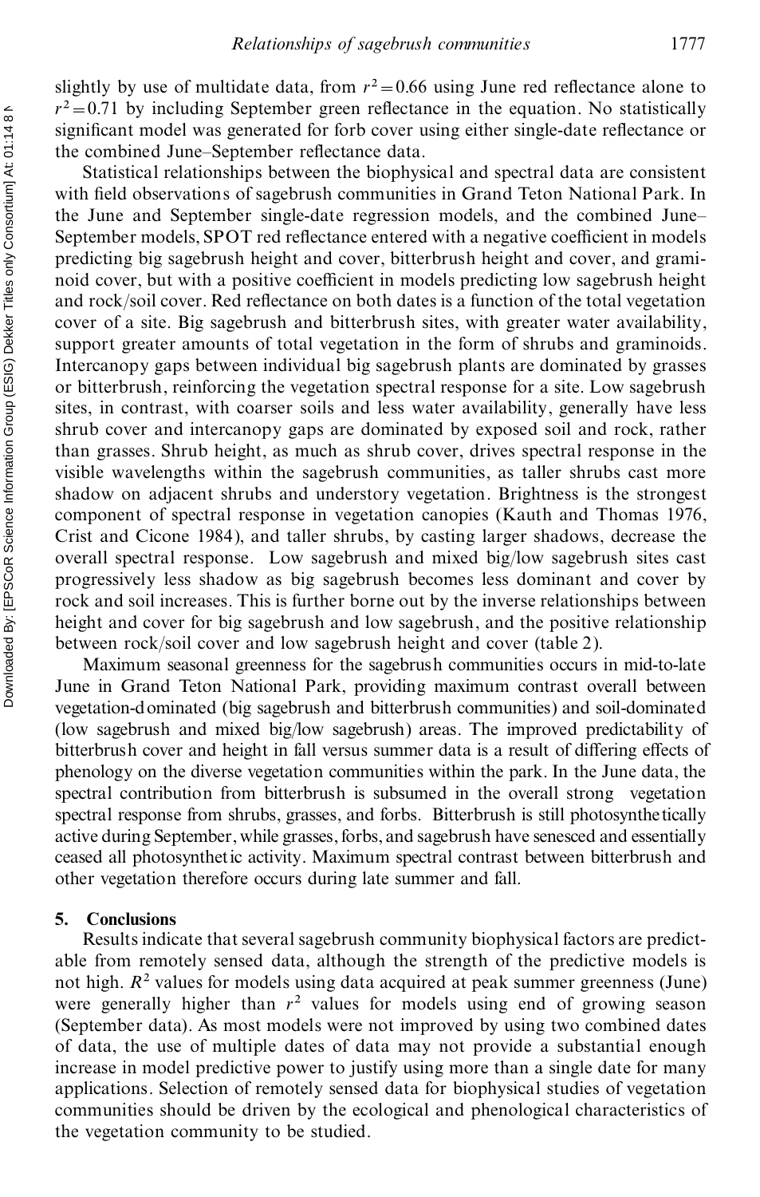slightly by use of multidate data, from $r^2=0.66$ using June red reflectance alone to $r^2=0.71$ by including September green reflectance in the equation. No statistically significant model was generated for forb cover using either single-date reflectance or the combined June–September reflectance data.

Statistical relationships between the biophysical and spectral data are consistent with field observations of sagebrush communities in Grand Teton National Park. In the June and September single-date regression models, and the combined June–September models, SPOT red reflectance entered with a negative coefficient in models predicting big sagebrush height and cover, bitterbrush height and cover, and graminoid cover, but with a positive coefficient in models predicting low sagebrush height and rock/soil cover. Red reflectance on both dates is a function of the total vegetation cover of a site. Big sagebrush and bitterbrush sites, with greater water availability, support greater amounts of total vegetation in the form of shrubs and graminoids. Intercanopy gaps between individual big sagebrush plants are dominated by grasses or bitterbrush, reinforcing the vegetation spectral response for a site. Low sagebrush sites, in contrast, with coarser soils and less water availability, generally have less shrub cover and intercanopy gaps are dominated by exposed soil and rock, rather than grasses. Shrub height, as much as shrub cover, drives spectral response in the visible wavelengths within the sagebrush communities, as taller shrubs cast more shadow on adjacent shrubs and understory vegetation. Brightness is the strongest component of spectral response in vegetation canopies (Kauth and Thomas 1976, Crist and Cicone 1984), and taller shrubs, by casting larger shadows, decrease the overall spectral response. Low sagebrush and mixed big/low sagebrush sites cast progressively less shadow as big sagebrush becomes less dominant and cover by rock and soil increases. This is further borne out by the inverse relationships between height and cover for big sagebrush and low sagebrush, and the positive relationship between rock/soil cover and low sagebrush height and cover (table 2).

Maximum seasonal greenness for the sagebrush communities occurs in mid-to-late June in Grand Teton National Park, providing maximum contrast overall between vegetation-dominated (big sagebrush and bitterbrush communities) and soil-dominated (low sagebrush and mixed big/low sagebrush) areas. The improved predictability of bitterbrush cover and height in fall versus summer data is a result of differing effects of phenology on the diverse vegetation communities within the park. In the June data, the spectral contribution from bitterbrush is subsumed in the overall strong vegetation spectral response from shrubs, grasses, and forbs. Bitterbrush is still photosynthetically active during September, while grasses, forbs, and sagebrush have senesced and essentially ceased all photosynthetic activity. Maximum spectral contrast between bitterbrush and other vegetation therefore occurs during late summer and fall.

## 5. Conclusions

Results indicate that several sagebrush community biophysical factors are predictable from remotely sensed data, although the strength of the predictive models is not high. $R^2$ values for models using data acquired at peak summer greenness (June) were generally higher than $r^2$ values for models using end of growing season (September data). As most models were not improved by using two combined dates of data, the use of multiple dates of data may not provide a substantial enough increase in model predictive power to justify using more than a single date for many applications. Selection of remotely sensed data for biophysical studies of vegetation communities should be driven by the ecological and phenological characteristics of the vegetation community to be studied.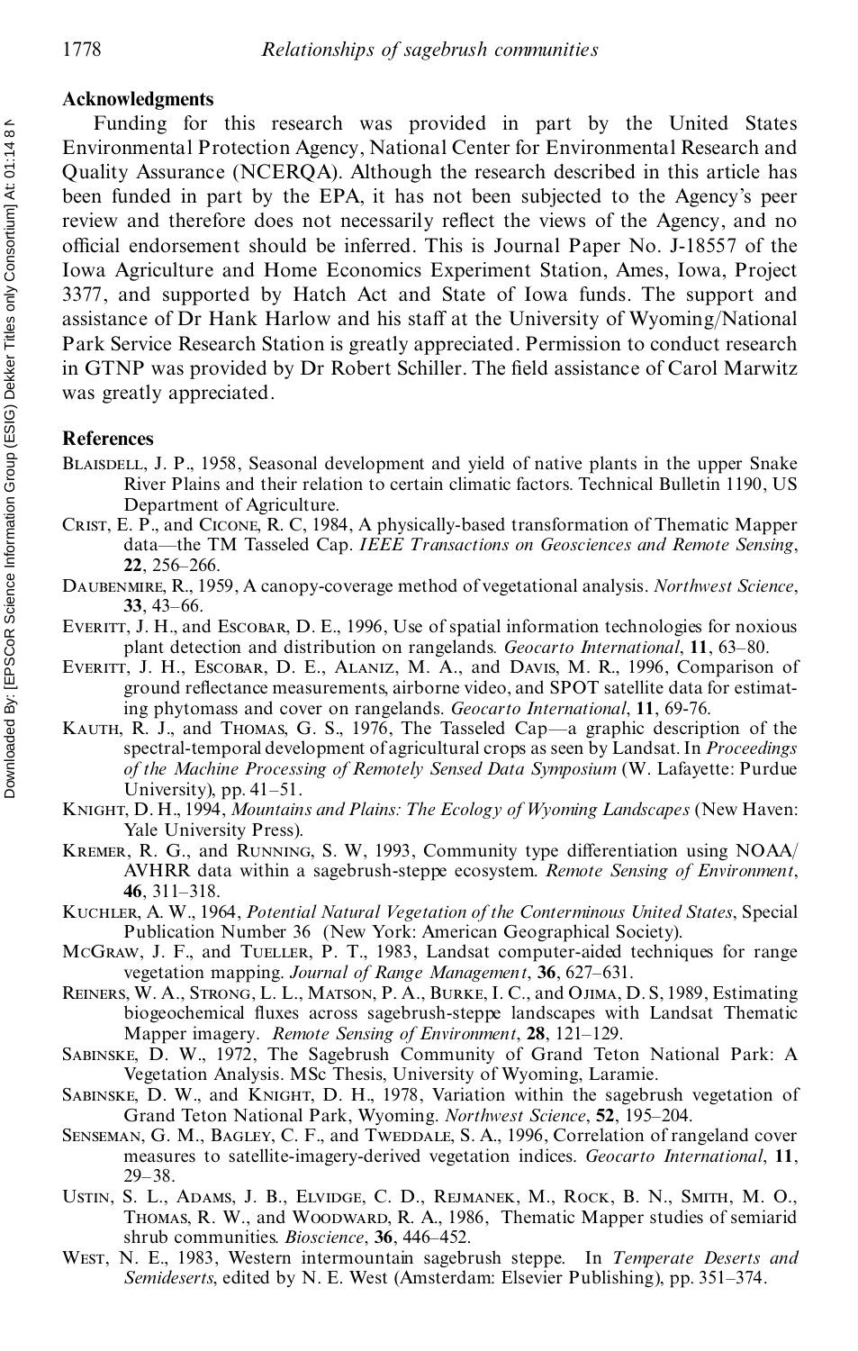## Acknowledgments

Funding for this research was provided in part by the United States Environmental Protection Agency, National Center for Environmental Research and Quality Assurance (NCERQA). Although the research described in this article has been funded in part by the EPA, it has not been subjected to the Agency's peer review and therefore does not necessarily reflect the views of the Agency, and no official endorsement should be inferred. This is Journal Paper No. J-18557 of the Iowa Agriculture and Home Economics Experiment Station, Ames, Iowa, Project 3377, and supported by Hatch Act and State of Iowa funds. The support and assistance of Dr Hank Harlow and his staff at the University of Wyoming/National Park Service Research Station is greatly appreciated. Permission to conduct research in GTNP was provided by Dr Robert Schiller. The field assistance of Carol Marwitz was greatly appreciated.

## References

Blaisdell, J. P., 1958, Seasonal development and yield of native plants in the upper Snake River Plains and their relation to certain climatic factors. Technical Bulletin 1190, US Department of Agriculture.

Crist, E. P., and Cicone, R. C, 1984, A physically-based transformation of Thematic Mapper data—the TM Tasseled Cap. *IEEE Transactions on Geosciences and Remote Sensing*, **22**, 256–266.

Daubenmire, R., 1959, A canopy-coverage method of vegetational analysis. *Northwest Science*, **33**, 43–66.

Everitt, J. H., and Escobar, D. E., 1996, Use of spatial information technologies for noxious plant detection and distribution on rangelands. *Geocarto International*, **11**, 63–80.

Everitt, J. H., Escobar, D. E., Alaniz, M. A., and Davis, M. R., 1996, Comparison of ground reflectance measurements, airborne video, and SPOT satellite data for estimating phytomass and cover on rangelands. *Geocarto International*, **11**, 69-76.

Kauth, R. J., and Thomas, G. S., 1976, The Tasseled Cap—a graphic description of the spectral-temporal development of agricultural crops as seen by Landsat. In *Proceedings of the Machine Processing of Remotely Sensed Data Symposium* (W. Lafayette: Purdue University), pp. 41–51.

Knight, D. H., 1994, *Mountains and Plains: The Ecology of Wyoming Landscapes* (New Haven: Yale University Press).

Kremer, R. G., and Running, S. W, 1993, Community type differentiation using NOAA/AVHRR data within a sagebrush-steppe ecosystem. *Remote Sensing of Environment*, **46**, 311–318.

Kuchler, A. W., 1964, *Potential Natural Vegetation of the Conterminous United States*, Special Publication Number 36 (New York: American Geographical Society).

McGraw, J. F., and Tueller, P. T., 1983, Landsat computer-aided techniques for range vegetation mapping. *Journal of Range Management*, **36**, 627–631.

Reiners, W. A., Strong, L. L., Matson, P. A., Burke, I. C., and Ojima, D. S, 1989, Estimating biogeochemical fluxes across sagebrush-steppe landscapes with Landsat Thematic Mapper imagery. *Remote Sensing of Environment*, **28**, 121–129.

Sabinske, D. W., 1972, The Sagebrush Community of Grand Teton National Park: A Vegetation Analysis. MSc Thesis, University of Wyoming, Laramie.

Sabinske, D. W., and Knight, D. H., 1978, Variation within the sagebrush vegetation of Grand Teton National Park, Wyoming. *Northwest Science*, **52**, 195–204.

Senseman, G. M., Bagley, C. F., and Tweddale, S. A., 1996, Correlation of rangeland cover measures to satellite-imagery-derived vegetation indices. *Geocarto International*, **11**, 29–38.

Ustin, S. L., Adams, J. B., Elvidge, C. D., Rejmanek, M., Rock, B. N., Smith, M. O., Thomas, R. W., and Woodward, R. A., 1986, Thematic Mapper studies of semiarid shrub communities. *Bioscience*, **36**, 446–452.

West, N. E., 1983, Western intermountain sagebrush steppe. In *Temperate Deserts and Semideserts*, edited by N. E. West (Amsterdam: Elsevier Publishing), pp. 351–374.